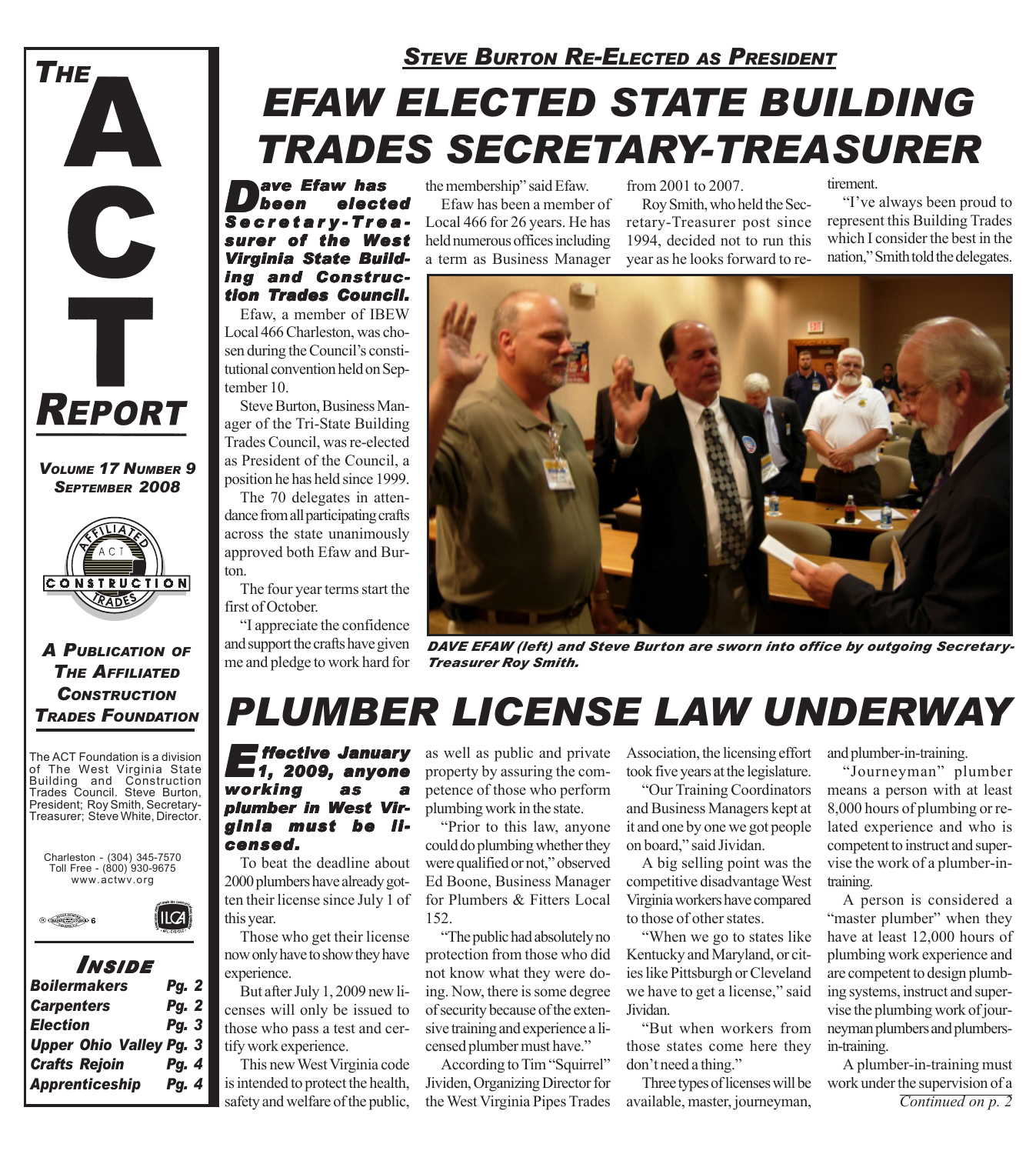# THE ACT REPORT

*Volume 17 Number 9*
*September 2008*

*A Publication of The Affiliated Construction Trades Foundation*

The ACT Foundation is a division of The West Virginia State Building and Construction Trades Council. Steve Burton, President; Roy Smith, Secretary-Treasurer; Steve White, Director.

Charleston - (304) 345-7570
Toll Free - (800) 930-9675
www.actwv.org

### Inside

| | |
|---|---|
| **Boilermakers** | **Pg. 2** |
| **Carpenters** | **Pg. 2** |
| **Election** | **Pg. 3** |
| **Upper Ohio Valley** | **Pg. 3** |
| **Crafts Rejoin** | **Pg. 4** |
| **Apprenticeship** | **Pg. 4** |

## *Steve Burton Re-Elected as President*

# EFAW ELECTED STATE BUILDING TRADES SECRETARY-TREASURER

***Dave Efaw has been elected Secretary-Treasurer of the West Virginia State Building and Construction Trades Council.***

Efaw, a member of IBEW Local 466 Charleston, was chosen during the Council's constitutional convention held on September 10.

Steve Burton, Business Manager of the Tri-State Building Trades Council, was re-elected as President of the Council, a position he has held since 1999.

The 70 delegates in attendance from all participating crafts across the state unanimously approved both Efaw and Burton.

The four year terms start the first of October.

"I appreciate the confidence and support the crafts have given me and pledge to work hard for the membership" said Efaw.

Efaw has been a member of Local 466 for 26 years. He has held numerous offices including a term as Business Manager from 2001 to 2007.

Roy Smith, who held the Secretary-Treasurer post since 1994, decided not to run this year as he looks forward to retirement.

"I've always been proud to represent this Building Trades which I consider the best in the nation," Smith told the delegates.

***DAVE EFAW (left) and Steve Burton are sworn into office by outgoing Secretary-Treasurer Roy Smith.***

# PLUMBER LICENSE LAW UNDERWAY

***Effective January 1, 2009, anyone working as a plumber in West Virginia must be licensed.***

To beat the deadline about 2000 plumbers have already gotten their license since July 1 of this year.

Those who get their license now only have to show they have experience.

But after July 1, 2009 new licenses will only be issued to those who pass a test and certify work experience.

This new West Virginia code is intended to protect the health, safety and welfare of the public, as well as public and private property by assuring the competence of those who perform plumbing work in the state.

"Prior to this law, anyone could do plumbing whether they were qualified or not," observed Ed Boone, Business Manager for Plumbers & Fitters Local 152.

"The public had absolutely no protection from those who did not know what they were doing. Now, there is some degree of security because of the extensive training and experience a licensed plumber must have."

According to Tim "Squirrel" Jividen, Organizing Director for the West Virginia Pipes Trades Association, the licensing effort took five years at the legislature.

"Our Training Coordinators and Business Managers kept at it and one by one we got people on board," said Jividan.

A big selling point was the competitive disadvantage West Virginia workers have compared to those of other states.

"When we go to states like Kentucky and Maryland, or cities like Pittsburgh or Cleveland we have to get a license," said Jividan.

"But when workers from those states come here they don't need a thing."

Three types of licenses will be available, master, journeyman, and plumber-in-training.

"Journeyman" plumber means a person with at least 8,000 hours of plumbing or related experience and who is competent to instruct and supervise the work of a plumber-in-training.

A person is considered a "master plumber" when they have at least 12,000 hours of plumbing work experience and are competent to design plumbing systems, instruct and supervise the plumbing work of journeyman plumbers and plumbers-in-training.

A plumber-in-training must work under the supervision of a

*Continued on p. 2*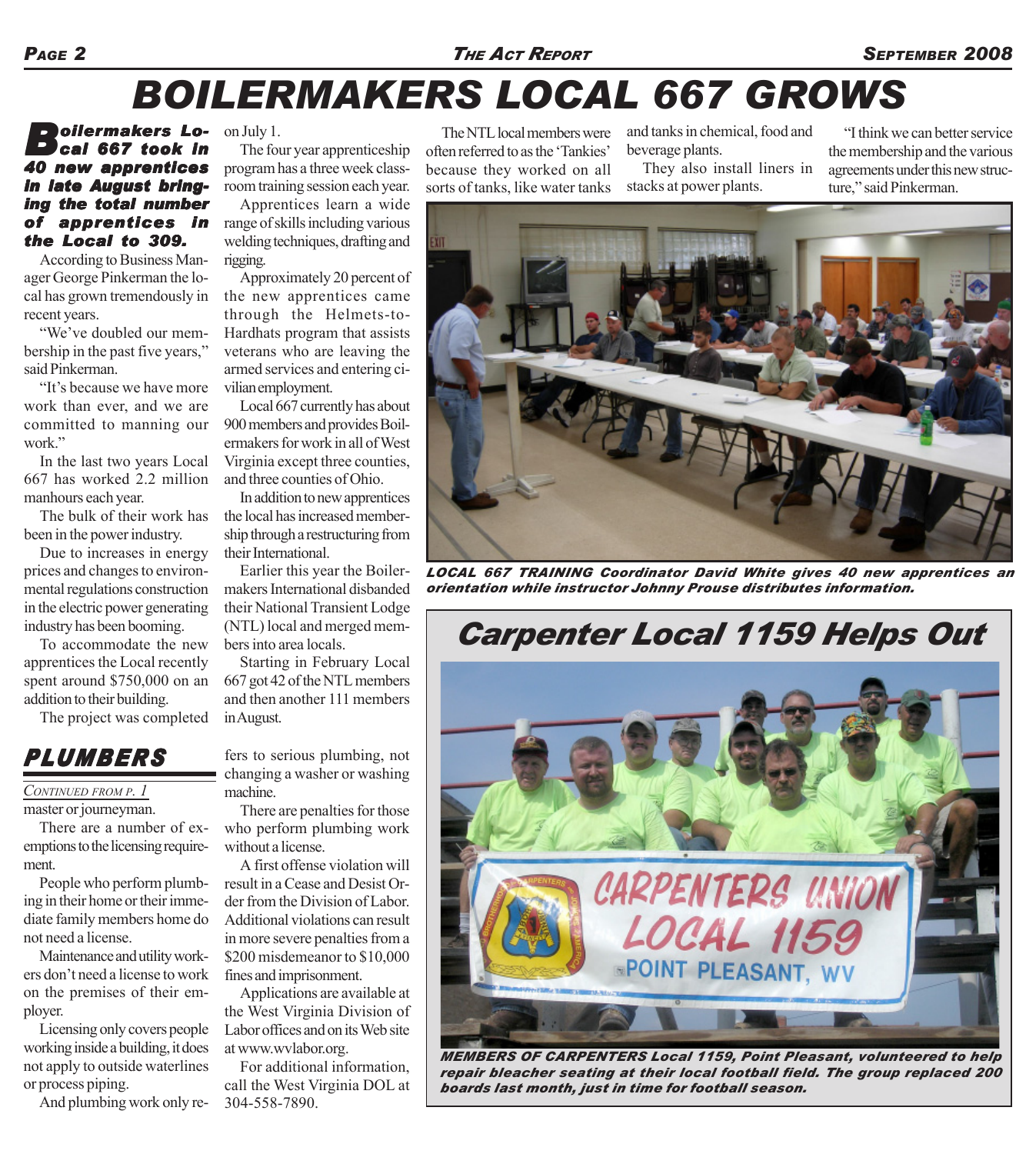# BOILERMAKERS LOCAL 667 GROWS

***Boilermakers Local 667 took in 40 new apprentices in late August bringing the total number of apprentices in the Local to 309.***

According to Business Manager George Pinkerman the local has grown tremendously in recent years.

"We've doubled our membership in the past five years," said Pinkerman.

"It's because we have more work than ever, and we are committed to manning our work."

In the last two years Local 667 has worked 2.2 million manhours each year.

The bulk of their work has been in the power industry.

Due to increases in energy prices and changes to environmental regulations construction in the electric power generating industry has been booming.

To accommodate the new apprentices the Local recently spent around $750,000 on an addition to their building.

The project was completed on July 1.

The four year apprenticeship program has a three week classroom training session each year.

Apprentices learn a wide range of skills including various welding techniques, drafting and rigging.

Approximately 20 percent of the new apprentices came through the Helmets-to-Hardhats program that assists veterans who are leaving the armed services and entering civilian employment.

Local 667 currently has about 900 members and provides Boilermakers for work in all of West Virginia except three counties, and three counties of Ohio.

In addition to new apprentices the local has increased membership through a restructuring from their International.

Earlier this year the Boilermakers International disbanded their National Transient Lodge (NTL) local and merged members into area locals.

Starting in February Local 667 got 42 of the NTL members and then another 111 members in August.

The NTL local members were often referred to as the 'Tankies' because they worked on all sorts of tanks, like water tanks and tanks in chemical, food and beverage plants.

They also install liners in stacks at power plants.

"I think we can better service the membership and the various agreements under this new structure," said Pinkerman.

***LOCAL 667 TRAINING Coordinator David White gives 40 new apprentices an orientation while instructor Johnny Prouse distributes information.***

## PLUMBERS

*CONTINUED FROM P. 1*

master or journeyman.

There are a number of exemptions to the licensing requirement.

People who perform plumbing in their home or their immediate family members home do not need a license.

Maintenance and utility workers don't need a license to work on the premises of their employer.

Licensing only covers people working inside a building, it does not apply to outside waterlines or process piping.

And plumbing work only refers to serious plumbing, not changing a washer or washing machine.

There are penalties for those who perform plumbing work without a license.

A first offense violation will result in a Cease and Desist Order from the Division of Labor. Additional violations can result in more severe penalties from a $200 misdemeanor to $10,000 fines and imprisonment.

Applications are available at the West Virginia Division of Labor offices and on its Web site at www.wvlabor.org.

For additional information, call the West Virginia DOL at 304-558-7890.

## Carpenter Local 1159 Helps Out

***MEMBERS OF CARPENTERS Local 1159, Point Pleasant, volunteered to help repair bleacher seating at their local football field. The group replaced 200 boards last month, just in time for football season.***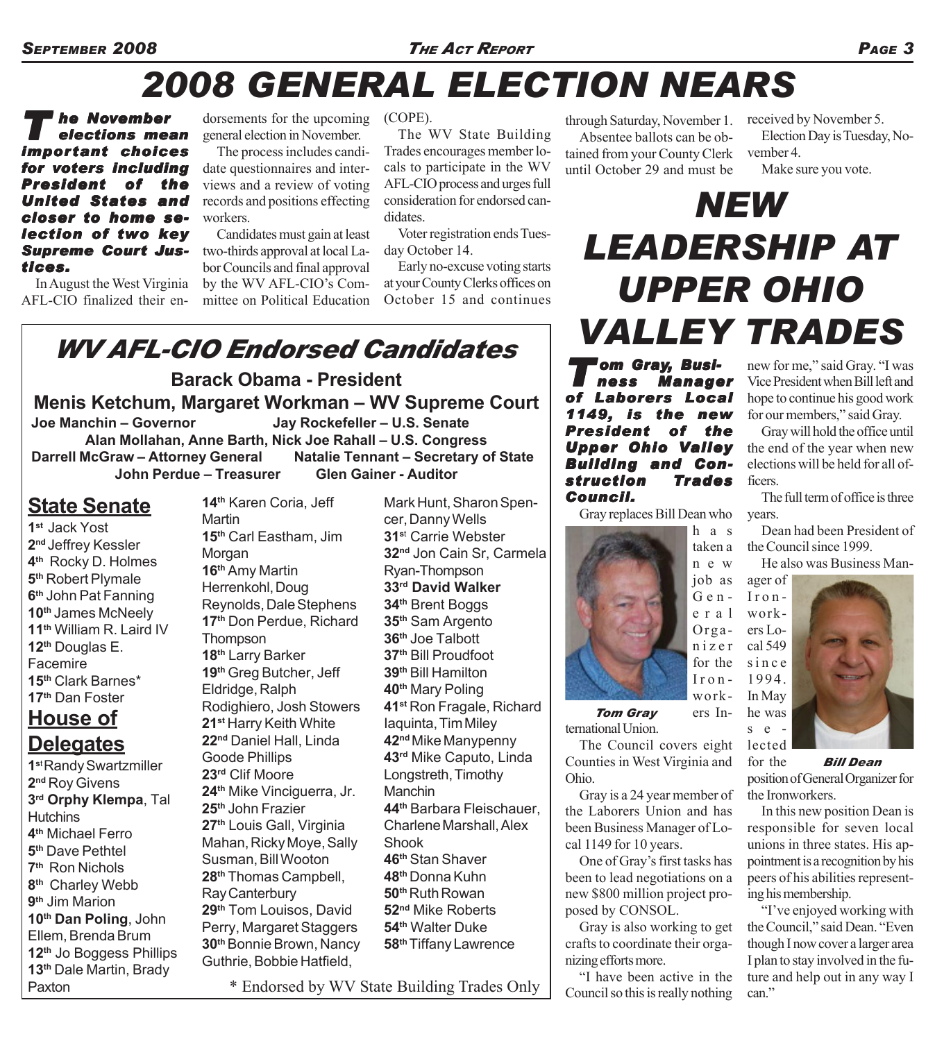# 2008 GENERAL ELECTION NEARS

***The November elections mean important choices for voters including President of the United States and closer to home selection of two key Supreme Court Justices.***

In August the West Virginia AFL-CIO finalized their endorsements for the upcoming general election in November.

The process includes candidate questionnaires and interviews and a review of voting records and positions effecting workers.

Candidates must gain at least two-thirds approval at local Labor Councils and final approval by the WV AFL-CIO's Committee on Political Education (COPE).

The WV State Building Trades encourages member locals to participate in the WV AFL-CIO process and urges full consideration for endorsed candidates.

Voter registration ends Tuesday October 14.

Early no-excuse voting starts at your County Clerks offices on October 15 and continues through Saturday, November 1.

Absentee ballots can be obtained from your County Clerk until October 29 and must be received by November 5.

Election Day is Tuesday, November 4.

Make sure you vote.

## WV AFL-CIO Endorsed Candidates

**Barack Obama - President**

**Menis Ketchum, Margaret Workman – WV Supreme Court**

**Joe Manchin – Governor** **Jay Rockefeller – U.S. Senate**

**Alan Mollahan, Anne Barth, Nick Joe Rahall – U.S. Congress**

**Darrell McGraw – Attorney General** **Natalie Tennant – Secretary of State**

**John Perdue – Treasurer** **Glen Gainer - Auditor**

### State Senate

1st Jack Yost
2nd Jeffrey Kessler
4th Rocky D. Holmes
5th Robert Plymale
6th John Pat Fanning
10th James McNeely
11th William R. Laird IV
12th Douglas E. Facemire
15th Clark Barnes*
17th Dan Foster

### House of Delegates

1st Randy Swartzmiller
2nd Roy Givens
3rd **Orphy Klempa**, Tal Hutchins
4th Michael Ferro
5th Dave Pethtel
7th Ron Nichols
8th Charley Webb
9th Jim Marion
10th **Dan Poling**, John Ellem, Brenda Brum
12th Jo Boggess Phillips
13th Dale Martin, Brady Paxton
14th Karen Coria, Jeff Martin
15th Carl Eastham, Jim Morgan
16th Amy Martin Herrenkohl, Doug Reynolds, Dale Stephens
17th Don Perdue, Richard Thompson
18th Larry Barker
19th Greg Butcher, Jeff Eldridge, Ralph Rodighiero, Josh Stowers
21st Harry Keith White
22nd Daniel Hall, Linda Goode Phillips
23rd Clif Moore
24th Mike Vinciguerra, Jr.
25th John Frazier
27th Louis Gall, Virginia Mahan, Ricky Moye, Sally Susman, Bill Wooton
28th Thomas Campbell, Ray Canterbury
29th Tom Louisos, David Perry, Margaret Staggers
30th Bonnie Brown, Nancy Guthrie, Bobbie Hatfield, Mark Hunt, Sharon Spencer, Danny Wells
31st Carrie Webster
32nd Jon Cain Sr, Carmela Ryan-Thompson
33rd **David Walker**
34th Brent Boggs
35th Sam Argento
36th Joe Talbott
37th Bill Proudfoot
39th Bill Hamilton
40th Mary Poling
41st Ron Fragale, Richard Iaquinta, Tim Miley
42nd Mike Manypenny
43rd Mike Caputo, Linda Longstreth, Timothy Manchin
44th Barbara Fleischauer, Charlene Marshall, Alex Shook
46th Stan Shaver
48th Donna Kuhn
50th Ruth Rowan
52nd Mike Roberts
54th Walter Duke
58th Tiffany Lawrence

\* Endorsed by WV State Building Trades Only

# NEW LEADERSHIP AT UPPER OHIO VALLEY TRADES

***Tom Gray, Business Manager of Laborers Local 1149, is the new President of the Upper Ohio Valley Building and Construction Trades Council.***

Gray replaces Bill Dean who has taken a new job as General Organizer for the Ironworkers International Union.

**Tom Gray**

The Council covers eight Counties in West Virginia and Ohio.

Gray is a 24 year member of the Laborers Union and has been Business Manager of Local 1149 for 10 years.

One of Gray's first tasks has been to lead negotiations on a new $800 million project proposed by CONSOL.

Gray is also working to get crafts to coordinate their organizing efforts more.

"I have been active in the Council so this is really nothing new for me," said Gray. "I was Vice President when Bill left and hope to continue his good work for our members," said Gray.

Gray will hold the office until the end of the year when new elections will be held for all officers.

The full term of office is three years.

Dean had been President of the Council since 1999.

He also was Business Manager of Ironworkers Local 549 since 1994. In May he was selected for the position of General Organizer for the Ironworkers.

**Bill Dean**

In this new position Dean is responsible for seven local unions in three states. His appointment is a recognition by his peers of his abilities representing his membership.

"I've enjoyed working with the Council," said Dean. "Even though I now cover a larger area I plan to stay involved in the future and help out in any way I can."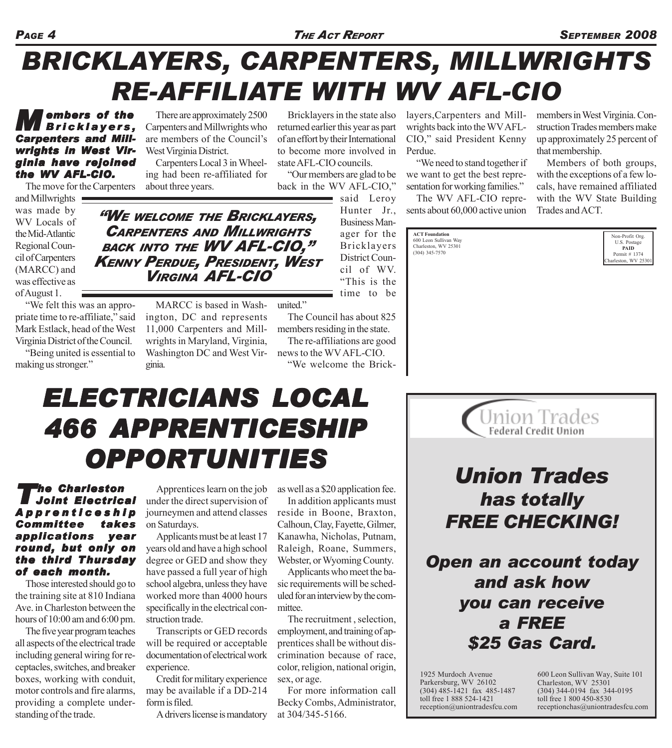# BRICKLAYERS, CARPENTERS, MILLWRIGHTS RE-AFFILIATE WITH WV AFL-CIO

***Members of the Bricklayers, Carpenters and Millwrights in West Virginia have rejoined the WV AFL-CIO.***

The move for the Carpenters and Millwrights was made by WV Locals of the Mid-Atlantic Regional Council of Carpenters (MARCC) and was effective as of August 1.

"We felt this was an appropriate time to re-affiliate," said Mark Estlack, head of the West Virginia District of the Council.

"Being united is essential to making us stronger."

There are approximately 2500 Carpenters and Millwrights who are members of the Council's West Virginia District.

Carpenters Local 3 in Wheeling had been re-affiliated for about three years.

> **"We welcome the Bricklayers, Carpenters and Millwrights back into the WV AFL-CIO," Kenny Perdue, President, West Virginia AFL-CIO**

MARCC is based in Washington, DC and represents 11,000 Carpenters and Millwrights in Maryland, Virginia, Washington DC and West Virginia.

Bricklayers in the state also returned earlier this year as part of an effort by their International to become more involved in state AFL-CIO councils.

"Our members are glad to be back in the WV AFL-CIO," said Leroy Hunter Jr., Business Manager for the Bricklayers District Council of WV. "This is the time to be united."

The Council has about 825 members residing in the state.

The re-affiliations are good news to the WV AFL-CIO.

"We welcome the Bricklayers, Carpenters and Millwrights back into the WV AFL-CIO," said President Kenny Perdue.

"We need to stand together if we want to get the best representation for working families."

The WV AFL-CIO represents about 60,000 active union members in West Virginia. Construction Trades members make up approximately 25 percent of that membership.

Members of both groups, with the exceptions of a few locals, have remained affiliated with the WV State Building Trades and ACT.

ACT Foundation
600 Leon Sullivan Way
Charleston, WV 25301
(304) 345-7570

Non-Profit Org.
U.S. Postage
PAID
Permit # 1374
Charleston, WV 25301

# ELECTRICIANS LOCAL 466 APPRENTICESHIP OPPORTUNITIES

***The Charleston Joint Electrical Apprenticeship Committee takes applications year round, but only on the third Thursday of each month.***

Those interested should go to the training site at 810 Indiana Ave. in Charleston between the hours of 10:00 am and 6:00 pm.

The five year program teaches all aspects of the electrical trade including general wiring for receptacles, switches, and breaker boxes, working with conduit, motor controls and fire alarms, providing a complete understanding of the trade.

Apprentices learn on the job under the direct supervision of journeymen and attend classes on Saturdays.

Applicants must be at least 17 years old and have a high school degree or GED and show they have passed a full year of high school algebra, unless they have worked more than 4000 hours specifically in the electrical construction trade.

Transcripts or GED records will be required or acceptable documentation of electrical work experience.

Credit for military experience may be available if a DD-214 form is filed.

A drivers license is mandatory as well as a $20 application fee.

In addition applicants must reside in Boone, Braxton, Calhoun, Clay, Fayette, Gilmer, Kanawha, Nicholas, Putnam, Raleigh, Roane, Summers, Webster, or Wyoming County.

Applicants who meet the basic requirements will be scheduled for an interview by the committee.

The recruitment , selection, employment, and training of apprentices shall be without discrimination because of race, color, religion, national origin, sex, or age.

For more information call Becky Combs, Administrator, at 304/345-5166.

---

Union Trades
Federal Credit Union

## *Union Trades has totally FREE CHECKING!*

### *Open an account today and ask how you can receive a FREE $25 Gas Card.*

1925 Murdoch Avenue
Parkersburg, WV 26102
(304) 485-1421 fax 485-1487
toll free 1 888 524-1421
reception@uniontradesfcu.com

600 Leon Sullivan Way, Suite 101
Charleston, WV 25301
(304) 344-0194 fax 344-0195
toll free 1 800 450-8530
receptionchas@uniontradesfcu.com